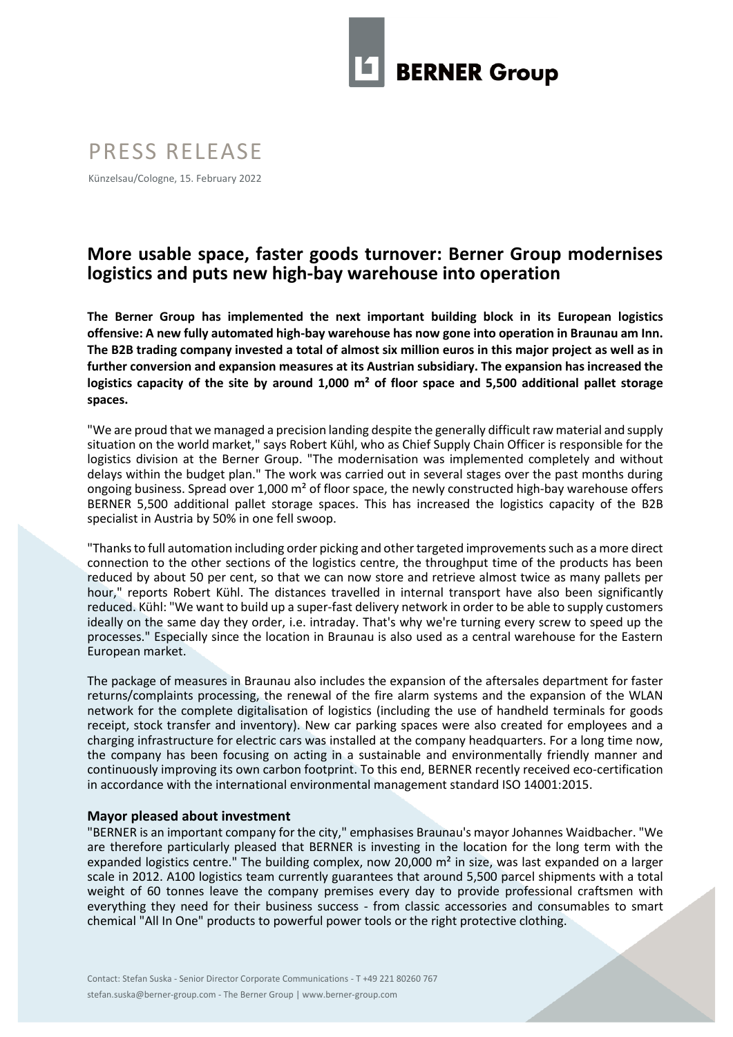BERNER Group

# PRESS RELEASE

Künzelsau/Cologne, 15. February 2022

## More usable space, faster goods turnover: Berner Group modernises logistics and puts new high-bay warehouse into operation

**The Berner Group has implemented the next important building block in its European logistics offensive: A new fully automated high-bay warehouse has now gone into operation in Braunau am Inn. The B2B trading company invested a total of almost six million euros in this major project as well as in further conversion and expansion measures at its Austrian subsidiary. The expansion has increased the logistics capacity of the site by around 1,000 m² of floor space and 5,500 additional pallet storage spaces.**

"We are proud that we managed a precision landing despite the generally difficult raw material and supply situation on the world market," says Robert Kühl, who as Chief Supply Chain Officer is responsible for the logistics division at the Berner Group. "The modernisation was implemented completely and without delays within the budget plan." The work was carried out in several stages over the past months during ongoing business. Spread over 1,000 m² of floor space, the newly constructed high-bay warehouse offers BERNER 5,500 additional pallet storage spaces. This has increased the logistics capacity of the B2B specialist in Austria by 50% in one fell swoop.

"Thanks to full automation including order picking and other targeted improvements such as a more direct connection to the other sections of the logistics centre, the throughput time of the products has been reduced by about 50 per cent, so that we can now store and retrieve almost twice as many pallets per hour," reports Robert Kühl. The distances travelled in internal transport have also been significantly reduced. Kühl: "We want to build up a super-fast delivery network in order to be able to supply customers ideally on the same day they order, i.e. intraday. That's why we're turning every screw to speed up the processes." Especially since the location in Braunau is also used as a central warehouse for the Eastern European market.

The package of measures in Braunau also includes the expansion of the aftersales department for faster returns/complaints processing, the renewal of the fire alarm systems and the expansion of the WLAN network for the complete digitalisation of logistics (including the use of handheld terminals for goods receipt, stock transfer and inventory). New car parking spaces were also created for employees and a charging infrastructure for electric cars was installed at the company headquarters. For a long time now, the company has been focusing on acting in a sustainable and environmentally friendly manner and continuously improving its own carbon footprint. To this end, BERNER recently received eco-certification in accordance with the international environmental management standard ISO 14001:2015.

### Mayor pleased about investment

"BERNER is an important company for the city," emphasises Braunau's mayor Johannes Waidbacher. "We are therefore particularly pleased that BERNER is investing in the location for the long term with the expanded logistics centre." The building complex, now 20,000 m² in size, was last expanded on a larger scale in 2012. A100 logistics team currently guarantees that around 5,500 parcel shipments with a total weight of 60 tonnes leave the company premises every day to provide professional craftsmen with everything they need for their business success - from classic accessories and consumables to smart chemical "All In One" products to powerful power tools or the right protective clothing.

Contact: Stefan Suska - Senior Director Corporate Communications - T +49 221 80260 767
stefan.suska@berner-group.com - The Berner Group | www.berner-group.com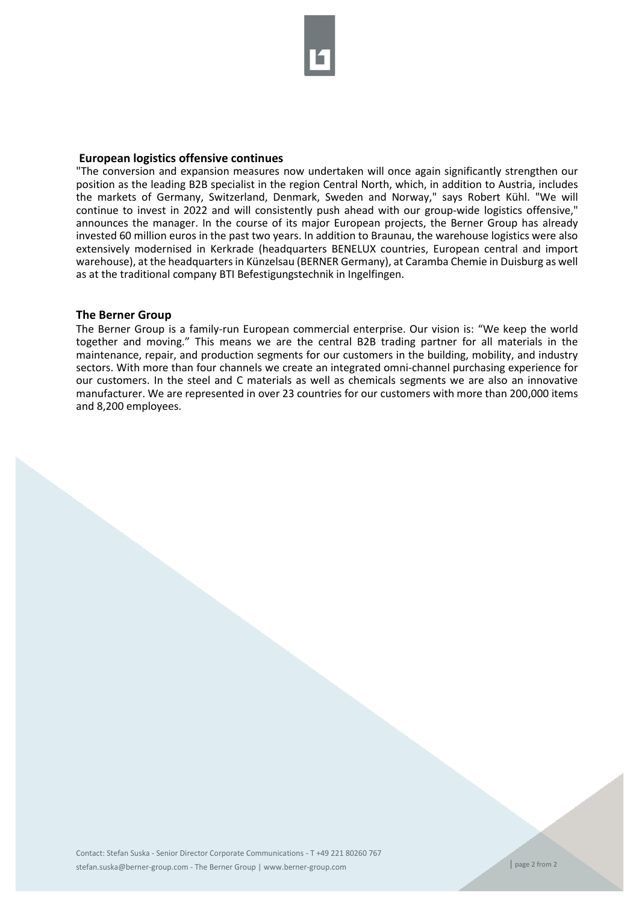## European logistics offensive continues

"The conversion and expansion measures now undertaken will once again significantly strengthen our position as the leading B2B specialist in the region Central North, which, in addition to Austria, includes the markets of Germany, Switzerland, Denmark, Sweden and Norway," says Robert Kühl. "We will continue to invest in 2022 and will consistently push ahead with our group-wide logistics offensive," announces the manager. In the course of its major European projects, the Berner Group has already invested 60 million euros in the past two years. In addition to Braunau, the warehouse logistics were also extensively modernised in Kerkrade (headquarters BENELUX countries, European central and import warehouse), at the headquarters in Künzelsau (BERNER Germany), at Caramba Chemie in Duisburg as well as at the traditional company BTI Befestigungstechnik in Ingelfingen.

## The Berner Group

The Berner Group is a family-run European commercial enterprise. Our vision is: "We keep the world together and moving." This means we are the central B2B trading partner for all materials in the maintenance, repair, and production segments for our customers in the building, mobility, and industry sectors. With more than four channels we create an integrated omni-channel purchasing experience for our customers. In the steel and C materials as well as chemicals segments we are also an innovative manufacturer. We are represented in over 23 countries for our customers with more than 200,000 items and 8,200 employees.

Contact: Stefan Suska - Senior Director Corporate Communications - T +49 221 80260 767
stefan.suska@berner-group.com - The Berner Group | www.berner-group.com